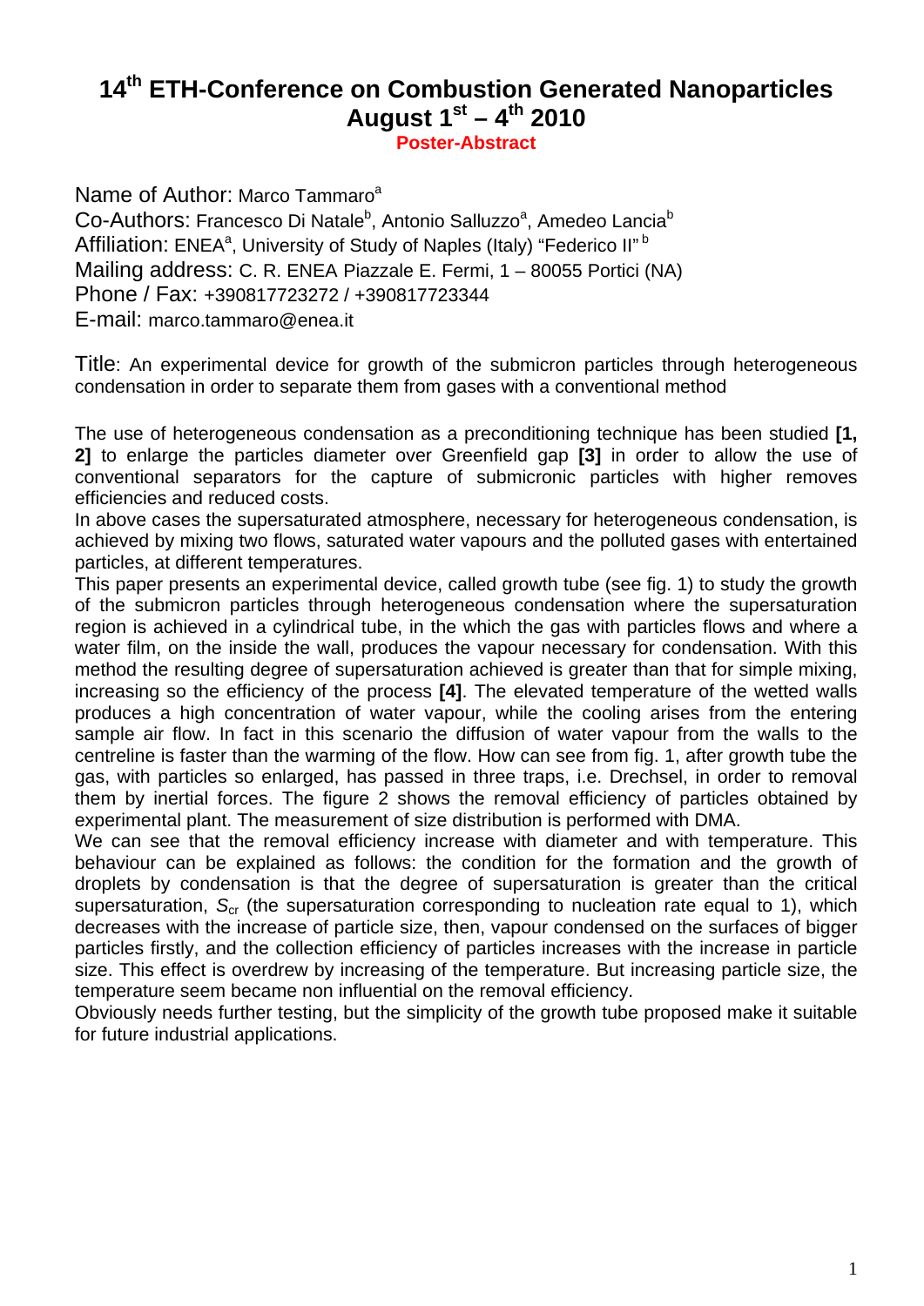# 14th ETH-Conference on Combustion Generated Nanoparticles August 1st – 4th 2010

**Poster-Abstract**

Name of Author: Marco Tammaro[a]
Co-Authors: Francesco Di Natale[b], Antonio Salluzzo[a], Amedeo Lancia[b]
Affiliation: ENEA[a], University of Study of Naples (Italy) "Federico II" [b]
Mailing address: C. R. ENEA Piazzale E. Fermi, 1 – 80055 Portici (NA)
Phone / Fax: +390817723272 / +390817723344
E-mail: marco.tammaro@enea.it

Title: An experimental device for growth of the submicron particles through heterogeneous condensation in order to separate them from gases with a conventional method

The use of heterogeneous condensation as a preconditioning technique has been studied **[1, 2]** to enlarge the particles diameter over Greenfield gap **[3]** in order to allow the use of conventional separators for the capture of submicronic particles with higher removes efficiencies and reduced costs.
In above cases the supersaturated atmosphere, necessary for heterogeneous condensation, is achieved by mixing two flows, saturated water vapours and the polluted gases with entertained particles, at different temperatures.
This paper presents an experimental device, called growth tube (see fig. 1) to study the growth of the submicron particles through heterogeneous condensation where the supersaturation region is achieved in a cylindrical tube, in the which the gas with particles flows and where a water film, on the inside the wall, produces the vapour necessary for condensation. With this method the resulting degree of supersaturation achieved is greater than that for simple mixing, increasing so the efficiency of the process **[4]**. The elevated temperature of the wetted walls produces a high concentration of water vapour, while the cooling arises from the entering sample air flow. In fact in this scenario the diffusion of water vapour from the walls to the centreline is faster than the warming of the flow. How can see from fig. 1, after growth tube the gas, with particles so enlarged, has passed in three traps, i.e. Drechsel, in order to removal them by inertial forces. The figure 2 shows the removal efficiency of particles obtained by experimental plant. The measurement of size distribution is performed with DMA.
We can see that the removal efficiency increase with diameter and with temperature. This behaviour can be explained as follows: the condition for the formation and the growth of droplets by condensation is that the degree of supersaturation is greater than the critical supersaturation, $S_{cr}$ (the supersaturation corresponding to nucleation rate equal to 1), which decreases with the increase of particle size, then, vapour condensed on the surfaces of bigger particles firstly, and the collection efficiency of particles increases with the increase in particle size. This effect is overdrew by increasing of the temperature. But increasing particle size, the temperature seem became non influential on the removal efficiency.
Obviously needs further testing, but the simplicity of the growth tube proposed make it suitable for future industrial applications.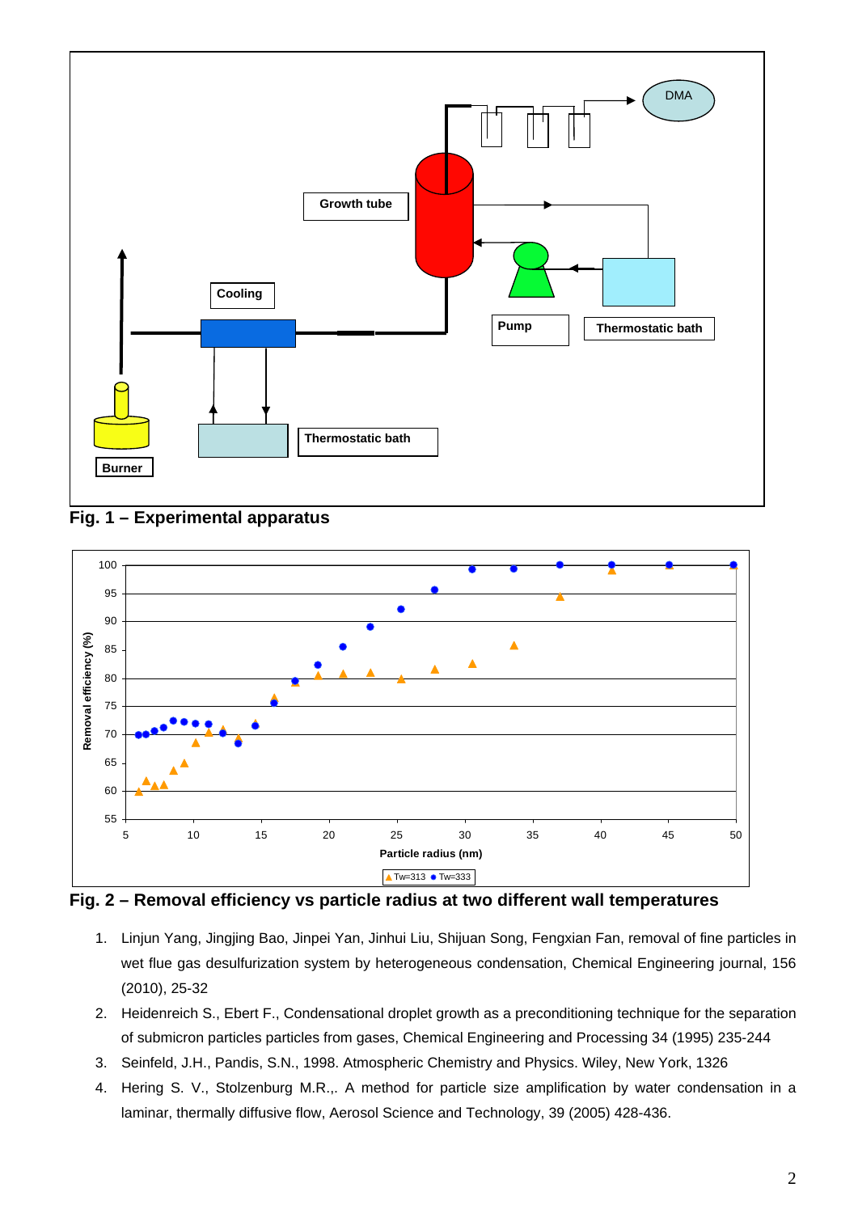**Fig. 1 – Experimental apparatus**

**Fig. 2 – Removal efficiency vs particle radius at two different wall temperatures**

1. Linjun Yang, Jingjing Bao, Jinpei Yan, Jinhui Liu, Shijuan Song, Fengxian Fan, removal of fine particles in wet flue gas desulfurization system by heterogeneous condensation, Chemical Engineering journal, 156 (2010), 25-32
2. Heidenreich S., Ebert F., Condensational droplet growth as a preconditioning technique for the separation of submicron particles particles from gases, Chemical Engineering and Processing 34 (1995) 235-244
3. Seinfeld, J.H., Pandis, S.N., 1998. Atmospheric Chemistry and Physics. Wiley, New York, 1326
4. Hering S. V., Stolzenburg M.R.,. A method for particle size amplification by water condensation in a laminar, thermally diffusive flow, Aerosol Science and Technology, 39 (2005) 428-436.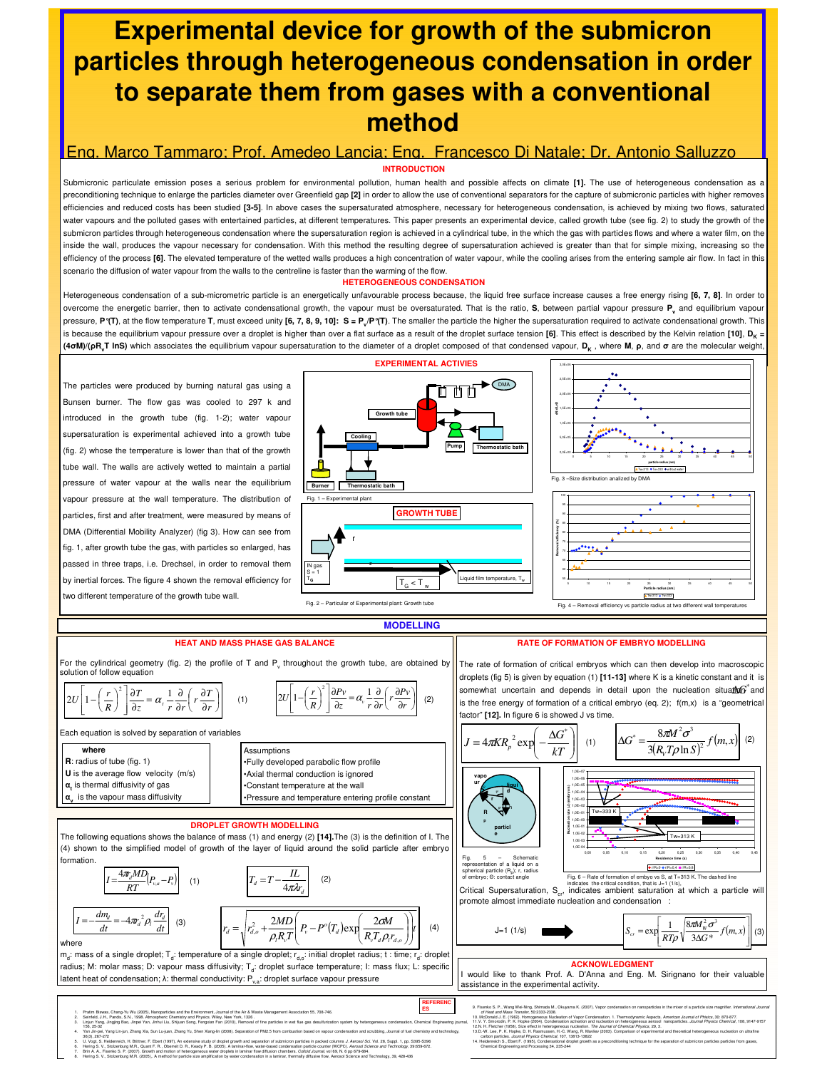# Experimental device for growth of the submicron particles through heterogeneous condensation in order to separate them from gases with a conventional method

Eng. Marco Tammaro; Prof. Amedeo Lancia; Eng. Francesco Di Natale; Dr. Antonio Salluzzo

## INTRODUCTION

Submicronic particulate emission poses a serious problem for environmental pollution, human health and possible affects on climate **[1]**. The use of heterogeneous condensation as a preconditioning technique to enlarge the particles diameter over Greenfield gap **[2]** in order to allow the use of conventional separators for the capture of submicronic particles with higher removes efficiencies and reduced costs has been studied **[3-5]**. In above cases the supersaturated atmosphere, necessary for heterogeneous condensation, is achieved by mixing two flows, saturated water vapours and the polluted gases with entertained particles, at different temperatures. This paper presents an experimental device, called growth tube (see fig. 2) to study the growth of the submicron particles through heterogeneous condensation where the supersaturation region is achieved in a cylindrical tube, in the which the gas with particles flows and where a water film, on the inside the wall, produces the vapour necessary for condensation. With this method the resulting degree of supersaturation achieved is greater than that for simple mixing, increasing so the efficiency of the process **[6]**. The elevated temperature of the wetted walls produces a high concentration of water vapour, while the cooling arises from the entering sample air flow. In fact in this scenario the diffusion of water vapour from the walls to the centreline is faster than the warming of the flow.

## HETEROGENEOUS CONDENSATION

Heterogeneous condensation of a sub-micrometric particle is an energetically unfavourable process because, the liquid free surface increase causes a free energy rising **[6, 7, 8]**. In order to overcome the energetic barrier, then to activate condensational growth, the vapour must be oversaturated. That is the ratio, **S**, between partial vapour pressure $P_v$ and equilibrium vapour pressure, $P^o(T)$, at the flow temperature **T**, must exceed unity **[6, 7, 8, 9, 10]: $S = P_v/P^o(T)$**. The smaller the particle the higher the supersaturation required to activate condensational growth. This is because the equilibrium vapour pressure over a droplet is higher than over a flat surface as a result of the droplet surface tension **[6]**. This effect is described by the Kelvin relation **[10]**, $D_K = (4\sigma M)/(\rho R_v T \ln S)$ which associates the equilibrium vapour supersaturation to the diameter of a droplet composed of that condensed vapour, $D_K$, where **M**, **ρ**, and **σ** are the molecular weight,

## EXPERIMENTAL ACTIVIES

The particles were produced by burning natural gas using a Bunsen burner. The flow gas was cooled to 297 k and introduced in the growth tube (fig. 1-2); water vapour supersaturation is experimental achieved into a growth tube (fig. 2) whose the temperature is lower than that of the growth tube wall. The walls are actively wetted to maintain a partial pressure of water vapour at the walls near the equilibrium vapour pressure at the wall temperature. The distribution of particles, first and after treatment, were measured by means of DMA (Differential Mobility Analyzer) (fig 3). How can see from fig. 1, after growth tube the gas, with particles so enlarged, has passed in three traps, i.e. Drechsel, in order to removal them by inertial forces. The figure 4 shown the removal efficiency for two different temperature of the growth tube wall.

DMA
Growth tube
Cooling
Pump
Thermostatic bath
Burner
Thermostatic bath

Fig. 1 – Experimental plant

GROWTH TUBE

r
z
IN gas
S = 1
$T_G$
$T_G < T_w$
Liquid film temperature, $T_w$

Fig. 2 – Particular of Experimental plant: Growth tube

Fig. 3 –Size distribution analized by DMA

Fig. 4 – Removal efficiency vs particle radius at two different wall temperatures

## MODELLING

### HEAT AND MASS PHASE GAS BALANCE

For the cylindrical geometry (fig. 2) the profile of T and $P_v$ throughout the growth tube, are obtained by solution of follow equation

$$2U\left[1-\left(\frac{r}{R}\right)^2\right]\frac{\partial T}{\partial z}=\alpha_t\frac{1}{r}\frac{\partial}{\partial r}\left(r\frac{\partial T}{\partial r}\right) \quad (1)$$

$$2U\left[1-\left(\frac{r}{R}\right)^2\right]\frac{\partial P_v}{\partial z}=\alpha_v\frac{1}{r}\frac{\partial}{\partial r}\left(r\frac{\partial P_v}{\partial r}\right) \quad (2)$$

Each equation is solved by separation of variables

| where | Assumptions |
|---|---|
| **R**: radius of tube (fig. 1) | •Fully developed parabolic flow profile |
| **U** is the average flow velocity (m/s) | •Axial thermal conduction is ignored |
| $\alpha_t$ is thermal diffusivity of gas | •Constant temperature at the wall |
| $\alpha_v$ is the vapour mass diffusivity | •Pressure and temperature entering profile constant |

### DROPLET GROWTH MODELLING

The following equations shows the balance of mass (1) and energy (2) **[14]**.The (3) is the definition of I. The (4) shown to the simplified model of growth of the layer of liquid around the solid particle after embryo formation.

$$I=\frac{4\pi r_d MD}{RT}\left(P_{v,d}-P_v\right) \quad (1)$$

$$T_d=T-\frac{IL}{4\pi\lambda r_d} \quad (2)$$

$$I=-\frac{dm_d}{dt}=-4\pi r_d^2\rho_l\frac{dr_d}{dt} \quad (3)$$

$$r_d=\sqrt{r_{d,o}^2+\frac{2MD}{\rho_l R_t T}\left(P_v-P^o(T_d)\exp\left(\frac{2\sigma M}{R_v T_d\rho_l r_{d,o}}\right)\right)t} \quad (4)$$

where

$m_d$: mass of a single droplet; $T_d$: temperature of a single droplet; $r_{d,o}$: initial droplet radius; t : time; $r_d$: droplet radius; M: molar mass; D: vapour mass diffusivity; $T_d$: droplet surface temperature; I: mass flux; L: specific latent heat of condensation; λ: thermal conductivity: $P_{v,a}$: droplet surface vapour pressure

### RATE OF FORMATION OF EMBRYO MODELLING

The rate of formation of critical embryos which can then develop into macroscopic droplets (fig 5) is given by equation (1) **[11-13]** where K is a kinetic constant and it is somewhat uncertain and depends in detail upon the nucleation situation; $\Delta G^*$ and is the free energy of formation of a critical embryo (eq. 2); f(m,x) is a "geometrical factor" **[12]**. In figure 6 is showed J vs time.

$$J=4\pi KR_p^2\exp\left(-\frac{\Delta G^*}{kT}\right) \quad (1)$$

$$\Delta G^*=\frac{8\pi M^2\sigma^3}{3(R_v T\rho\ln S)^2}f(m,x) \quad (2)$$

vapour
liquid
particle

Fig. 5 – Schematic representation of a liquid on a spherical particle ($R_p$); r, radius of embryo; Θ: contact angle

Tw=333 K
Tw=313 K

Fig. 6 – Rate of formation of embyo vs S, at T=313 K. The dashed line indicates the critical condition, that is J=1 (1/s),

Critical Supersaturation, $S_{cr}$, indicates ambient saturation at which a particle will promote almost immediate nucleation and condensation :

$$J=1\ (1/s) \quad\Longrightarrow\quad S_{cr}=\exp\left[\frac{1}{RT\rho}\sqrt{\frac{8\pi M_w^2\sigma^3}{3\Delta G^*}f(m,x)}\right] \quad (3)$$

### ACKNOWLEDGMENT

I would like to thank Prof. A. D'Anna and Eng. M. Sirignano for their valuable assistance in the experimental activity.

### REFERENCES

1. Pratim Biswas, Chang-Yu Wu (2005), Nanoparticles and the Environment, Journal of the Air & Waste Management Association 55, 708-746.
2. Seinfeld, J.H., Pandis, S.N., 1998. Atmospheric Chemistry and Physics. Wiley, New York, 1326 .
3. Linjun Yang, Jingjing Bao, Jinpei Yan, Jinhui Liu, Shijuan Song, Fengxian Fan (2010). Removal of fine particles in wet flue gas desulfurization system by heterogeneous condensation. Chemical Engineering journal, 156, 25-32
4. Yan Jin-pei, Yang Lin-jun, Zhang Xia, Sun Lu-juan, Zhang Yu, Shen Xiang-lin (2008). Separation of PM2.5 from combustion based on vapour condensation and scrubbing. Journal of fuel chemistry and technology, 36(3), 267-272
5. U. Vogt, S. Heidenreich, H. Büttner, F. Ebert (1997), An extensive study of droplet growth and separation of submicron particles in packed columns J. Aerosol Sci. Vol. 28, Suppl. 1, pp. S395-S396
6. Hering S. V., Stolzenburg M.R., Quant F. R., Oberreit D. R., Keady P. B. (2005). A laminar-flow, water-based condensation particle counter (WCPC). Aerosol Science and Technology, 39:659-672.
7. Brin A. A., Fisenko S. P. (2007). Growth and motion of heterogeneous water droplets in laminar flow diffusion chambers. Colloid Journal, vol 69, N. 6 pp 679-684.
8. Hering S. V., Stolzenburg M.R. (2005).. A method for particle size amplification by water condensation in a laminar, thermally diffusive flow. Aerosol Science and Technology, 39, 428-436
9. Fisenko S. P., Wang Wei-Ning, Shimada M., Okuyama K. (2007). Vapor condensation on nanoparticles in the mixer of a particle size magnifier. International Journal of Heat and Mass Transfer, 50:2333-2338.
10. McDonald J. E. (1962). Homogeneous Nucleation of Vapor Condensation. I. Thermodynamic Aspects. American Journal of Physics, 30: 870-877.
11. V. Y. Smorodin, P. K. Hopke (2004). Condensation activation and nucleation on heterogeneous aerosol nanoparticles. Journal Physical Chemistry, 108, 9147-9157
12. N. H. Fletcher (1958), Size effect in heterogeneous nucleation. The Journal of Chemical Physics, 29, 3.
13. D.-W. Lee, P. K. Hopke, D. H. Rasmussen, H.-C. Wang, R. Mavliev (2003). Comparison of experimental and theoretical heterogeneous nucleation on ultrafine carbon particles. Journal Physical Chemistry, 107, 13813-13822
14. Heidenreich S., Ebert F. (1995), Condensational droplet growth as a preconditioning technique for the separation of submicron particles particles from gases, Chemical Engineering and Processing 34, 235-244